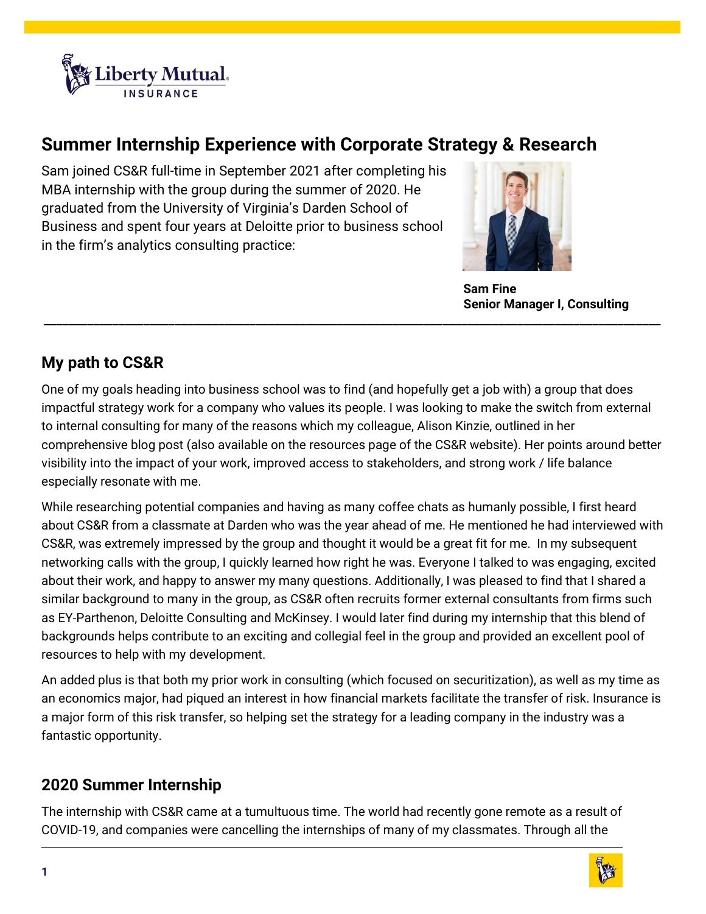# Summer Internship Experience with Corporate Strategy & Research

Sam joined CS&R full-time in September 2021 after completing his MBA internship with the group during the summer of 2020. He graduated from the University of Virginia's Darden School of Business and spent four years at Deloitte prior to business school in the firm's analytics consulting practice:

**Sam Fine**
**Senior Manager I, Consulting**

---

## My path to CS&R

One of my goals heading into business school was to find (and hopefully get a job with) a group that does impactful strategy work for a company who values its people. I was looking to make the switch from external to internal consulting for many of the reasons which my colleague, Alison Kinzie, outlined in her comprehensive blog post (also available on the resources page of the CS&R website). Her points around better visibility into the impact of your work, improved access to stakeholders, and strong work / life balance especially resonate with me.

While researching potential companies and having as many coffee chats as humanly possible, I first heard about CS&R from a classmate at Darden who was the year ahead of me. He mentioned he had interviewed with CS&R, was extremely impressed by the group and thought it would be a great fit for me. In my subsequent networking calls with the group, I quickly learned how right he was. Everyone I talked to was engaging, excited about their work, and happy to answer my many questions. Additionally, I was pleased to find that I shared a similar background to many in the group, as CS&R often recruits former external consultants from firms such as EY-Parthenon, Deloitte Consulting and McKinsey. I would later find during my internship that this blend of backgrounds helps contribute to an exciting and collegial feel in the group and provided an excellent pool of resources to help with my development.

An added plus is that both my prior work in consulting (which focused on securitization), as well as my time as an economics major, had piqued an interest in how financial markets facilitate the transfer of risk. Insurance is a major form of this risk transfer, so helping set the strategy for a leading company in the industry was a fantastic opportunity.

## 2020 Summer Internship

The internship with CS&R came at a tumultuous time. The world had recently gone remote as a result of COVID-19, and companies were cancelling the internships of many of my classmates. Through all the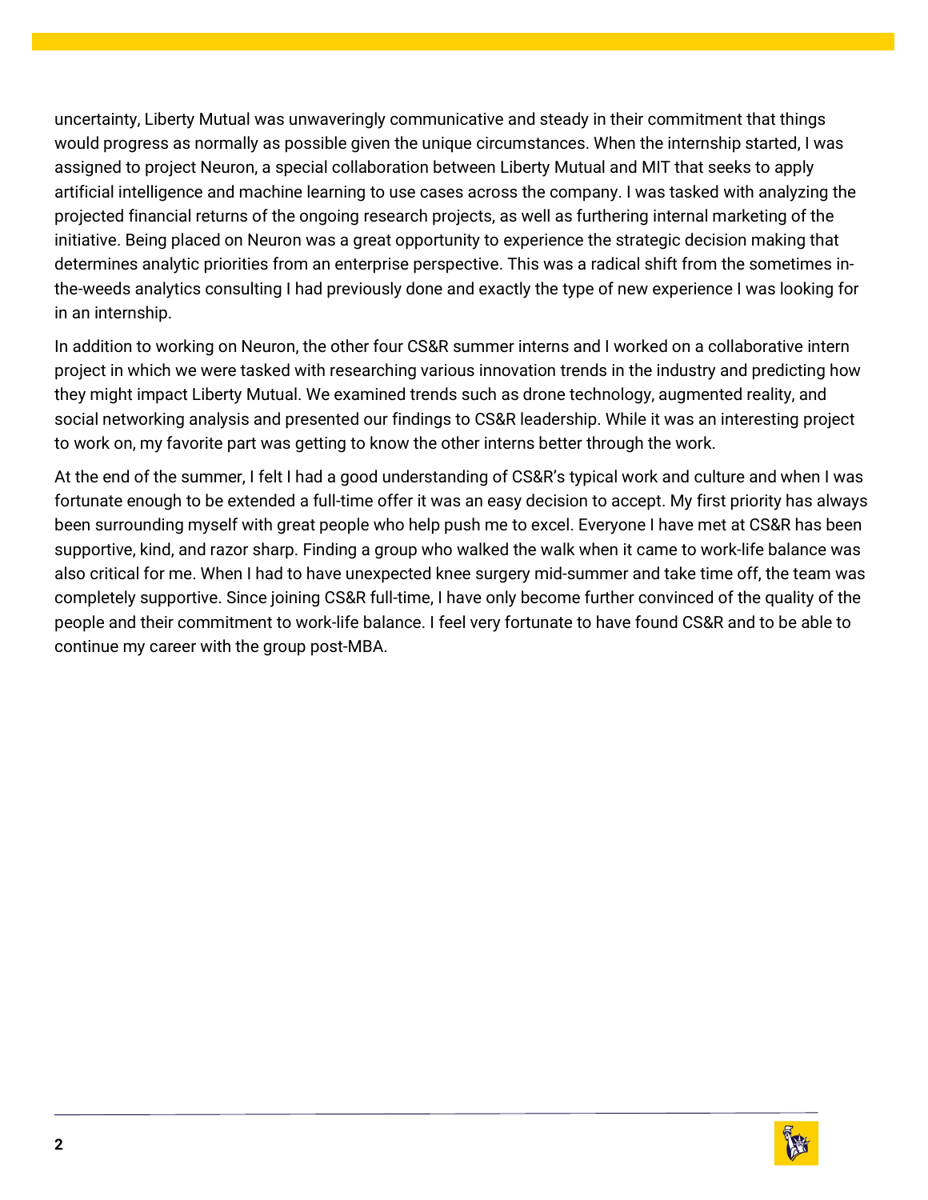uncertainty, Liberty Mutual was unwaveringly communicative and steady in their commitment that things would progress as normally as possible given the unique circumstances. When the internship started, I was assigned to project Neuron, a special collaboration between Liberty Mutual and MIT that seeks to apply artificial intelligence and machine learning to use cases across the company. I was tasked with analyzing the projected financial returns of the ongoing research projects, as well as furthering internal marketing of the initiative. Being placed on Neuron was a great opportunity to experience the strategic decision making that determines analytic priorities from an enterprise perspective. This was a radical shift from the sometimes in-the-weeds analytics consulting I had previously done and exactly the type of new experience I was looking for in an internship.

In addition to working on Neuron, the other four CS&R summer interns and I worked on a collaborative intern project in which we were tasked with researching various innovation trends in the industry and predicting how they might impact Liberty Mutual. We examined trends such as drone technology, augmented reality, and social networking analysis and presented our findings to CS&R leadership. While it was an interesting project to work on, my favorite part was getting to know the other interns better through the work.

At the end of the summer, I felt I had a good understanding of CS&R's typical work and culture and when I was fortunate enough to be extended a full-time offer it was an easy decision to accept. My first priority has always been surrounding myself with great people who help push me to excel. Everyone I have met at CS&R has been supportive, kind, and razor sharp. Finding a group who walked the walk when it came to work-life balance was also critical for me. When I had to have unexpected knee surgery mid-summer and take time off, the team was completely supportive. Since joining CS&R full-time, I have only become further convinced of the quality of the people and their commitment to work-life balance. I feel very fortunate to have found CS&R and to be able to continue my career with the group post-MBA.